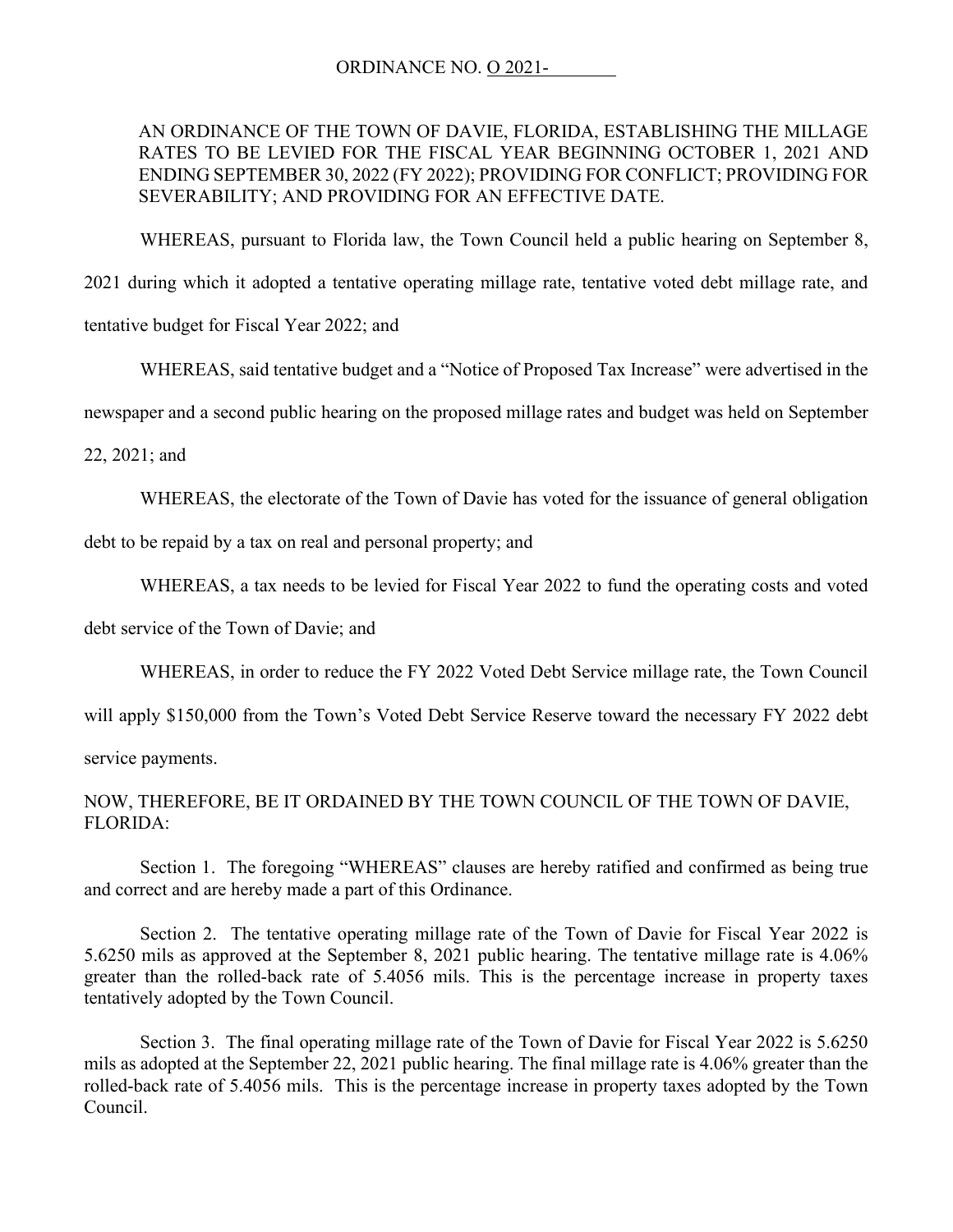ORDINANCE NO. O 2021-________

AN ORDINANCE OF THE TOWN OF DAVIE, FLORIDA, ESTABLISHING THE MILLAGE RATES TO BE LEVIED FOR THE FISCAL YEAR BEGINNING OCTOBER 1, 2021 AND ENDING SEPTEMBER 30, 2022 (FY 2022); PROVIDING FOR CONFLICT; PROVIDING FOR SEVERABILITY; AND PROVIDING FOR AN EFFECTIVE DATE.

WHEREAS, pursuant to Florida law, the Town Council held a public hearing on September 8, 2021 during which it adopted a tentative operating millage rate, tentative voted debt millage rate, and tentative budget for Fiscal Year 2022; and

WHEREAS, said tentative budget and a "Notice of Proposed Tax Increase" were advertised in the newspaper and a second public hearing on the proposed millage rates and budget was held on September 22, 2021; and

WHEREAS, the electorate of the Town of Davie has voted for the issuance of general obligation debt to be repaid by a tax on real and personal property; and

WHEREAS, a tax needs to be levied for Fiscal Year 2022 to fund the operating costs and voted debt service of the Town of Davie; and

WHEREAS, in order to reduce the FY 2022 Voted Debt Service millage rate, the Town Council will apply $150,000 from the Town's Voted Debt Service Reserve toward the necessary FY 2022 debt service payments.

NOW, THEREFORE, BE IT ORDAINED BY THE TOWN COUNCIL OF THE TOWN OF DAVIE, FLORIDA:

Section 1. The foregoing "WHEREAS" clauses are hereby ratified and confirmed as being true and correct and are hereby made a part of this Ordinance.

Section 2. The tentative operating millage rate of the Town of Davie for Fiscal Year 2022 is 5.6250 mils as approved at the September 8, 2021 public hearing. The tentative millage rate is 4.06% greater than the rolled-back rate of 5.4056 mils. This is the percentage increase in property taxes tentatively adopted by the Town Council.

Section 3. The final operating millage rate of the Town of Davie for Fiscal Year 2022 is 5.6250 mils as adopted at the September 22, 2021 public hearing. The final millage rate is 4.06% greater than the rolled-back rate of 5.4056 mils. This is the percentage increase in property taxes adopted by the Town Council.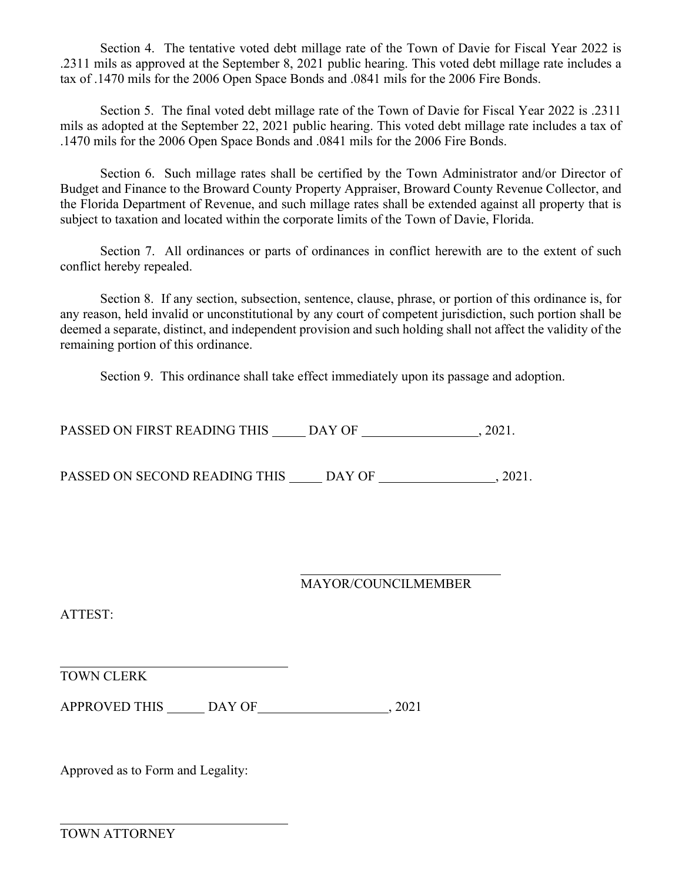Section 4. The tentative voted debt millage rate of the Town of Davie for Fiscal Year 2022 is .2311 mils as approved at the September 8, 2021 public hearing. This voted debt millage rate includes a tax of .1470 mils for the 2006 Open Space Bonds and .0841 mils for the 2006 Fire Bonds.

Section 5. The final voted debt millage rate of the Town of Davie for Fiscal Year 2022 is .2311 mils as adopted at the September 22, 2021 public hearing. This voted debt millage rate includes a tax of .1470 mils for the 2006 Open Space Bonds and .0841 mils for the 2006 Fire Bonds.

Section 6. Such millage rates shall be certified by the Town Administrator and/or Director of Budget and Finance to the Broward County Property Appraiser, Broward County Revenue Collector, and the Florida Department of Revenue, and such millage rates shall be extended against all property that is subject to taxation and located within the corporate limits of the Town of Davie, Florida.

Section 7. All ordinances or parts of ordinances in conflict herewith are to the extent of such conflict hereby repealed.

Section 8. If any section, subsection, sentence, clause, phrase, or portion of this ordinance is, for any reason, held invalid or unconstitutional by any court of competent jurisdiction, such portion shall be deemed a separate, distinct, and independent provision and such holding shall not affect the validity of the remaining portion of this ordinance.

Section 9. This ordinance shall take effect immediately upon its passage and adoption.

PASSED ON FIRST READING THIS _____ DAY OF _________________, 2021.

PASSED ON SECOND READING THIS _____ DAY OF _________________, 2021.

______________________________
MAYOR/COUNCILMEMBER

ATTEST:

______________________________
TOWN CLERK

APPROVED THIS ______ DAY OF____________________, 2021

Approved as to Form and Legality:

______________________________
TOWN ATTORNEY